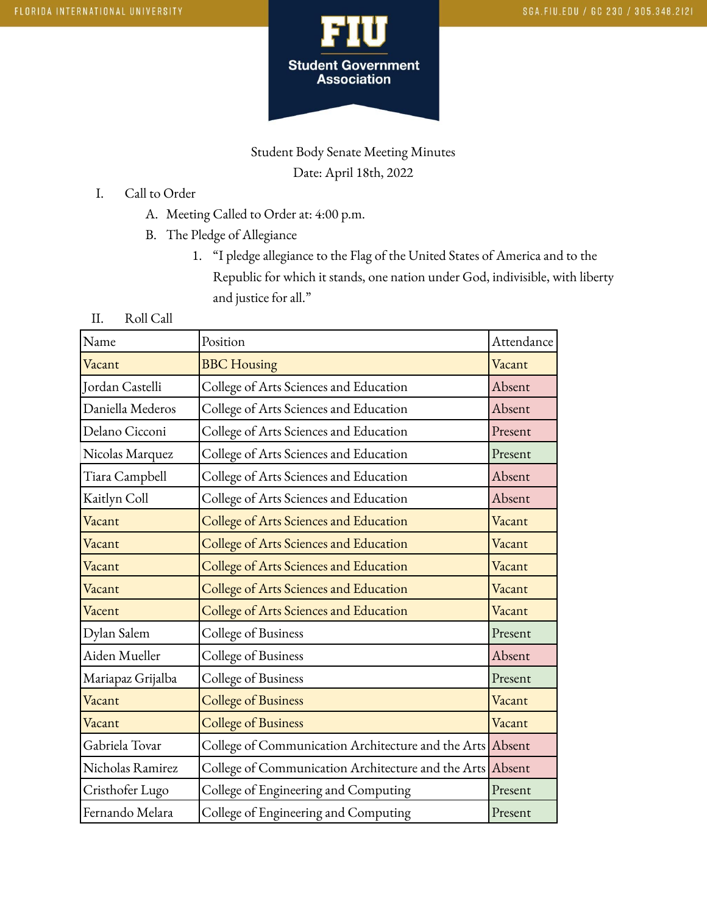Student Body Senate Meeting Minutes

Date: April 18th, 2022

I. Call to Order
   A. Meeting Called to Order at: 4:00 p.m.
   B. The Pledge of Allegiance
      1. "I pledge allegiance to the Flag of the United States of America and to the Republic for which it stands, one nation under God, indivisible, with liberty and justice for all."

II. Roll Call

| Name | Position | Attendance |
|---|---|---|
| Vacant | BBC Housing | Vacant |
| Jordan Castelli | College of Arts Sciences and Education | Absent |
| Daniella Mederos | College of Arts Sciences and Education | Absent |
| Delano Cicconi | College of Arts Sciences and Education | Present |
| Nicolas Marquez | College of Arts Sciences and Education | Present |
| Tiara Campbell | College of Arts Sciences and Education | Absent |
| Kaitlyn Coll | College of Arts Sciences and Education | Absent |
| Vacant | College of Arts Sciences and Education | Vacant |
| Vacant | College of Arts Sciences and Education | Vacant |
| Vacant | College of Arts Sciences and Education | Vacant |
| Vacant | College of Arts Sciences and Education | Vacant |
| Vacent | College of Arts Sciences and Education | Vacant |
| Dylan Salem | College of Business | Present |
| Aiden Mueller | College of Business | Absent |
| Mariapaz Grijalba | College of Business | Present |
| Vacant | College of Business | Vacant |
| Vacant | College of Business | Vacant |
| Gabriela Tovar | College of Communication Architecture and the Arts | Absent |
| Nicholas Ramirez | College of Communication Architecture and the Arts | Absent |
| Cristhofer Lugo | College of Engineering and Computing | Present |
| Fernando Melara | College of Engineering and Computing | Present |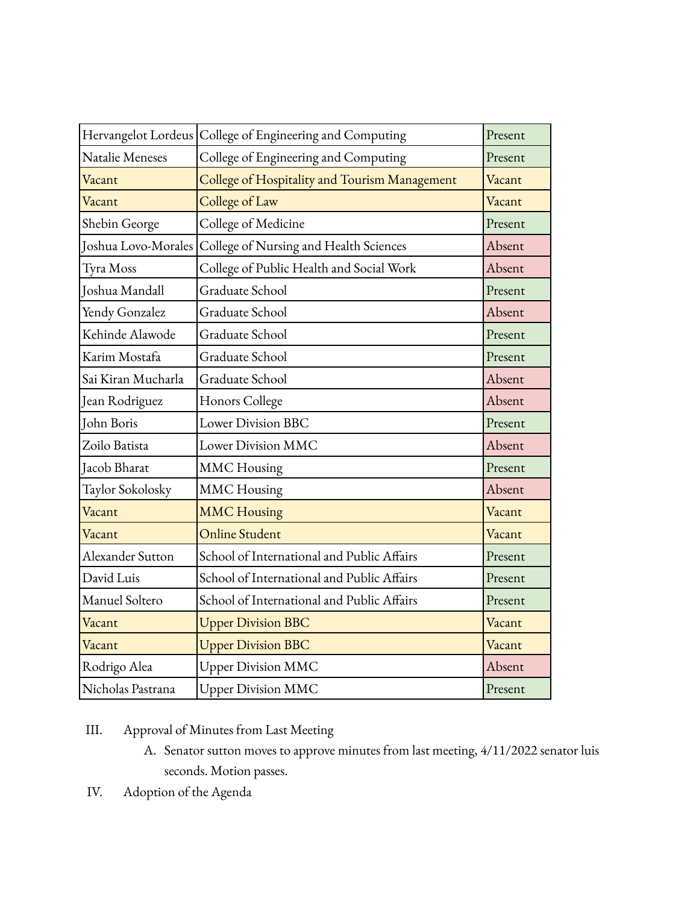| Hervangelot Lordeus | College of Engineering and Computing | Present |
|---|---|---|
| Natalie Meneses | College of Engineering and Computing | Present |
| Vacant | College of Hospitality and Tourism Management | Vacant |
| Vacant | College of Law | Vacant |
| Shebin George | College of Medicine | Present |
| Joshua Lovo-Morales | College of Nursing and Health Sciences | Absent |
| Tyra Moss | College of Public Health and Social Work | Absent |
| Joshua Mandall | Graduate School | Present |
| Yendy Gonzalez | Graduate School | Absent |
| Kehinde Alawode | Graduate School | Present |
| Karim Mostafa | Graduate School | Present |
| Sai Kiran Mucharla | Graduate School | Absent |
| Jean Rodriguez | Honors College | Absent |
| John Boris | Lower Division BBC | Present |
| Zoilo Batista | Lower Division MMC | Absent |
| Jacob Bharat | MMC Housing | Present |
| Taylor Sokolosky | MMC Housing | Absent |
| Vacant | MMC Housing | Vacant |
| Vacant | Online Student | Vacant |
| Alexander Sutton | School of International and Public Affairs | Present |
| David Luis | School of International and Public Affairs | Present |
| Manuel Soltero | School of International and Public Affairs | Present |
| Vacant | Upper Division BBC | Vacant |
| Vacant | Upper Division BBC | Vacant |
| Rodrigo Alea | Upper Division MMC | Absent |
| Nicholas Pastrana | Upper Division MMC | Present |

III. Approval of Minutes from Last Meeting

A. Senator sutton moves to approve minutes from last meeting, 4/11/2022 senator luis seconds. Motion passes.

IV. Adoption of the Agenda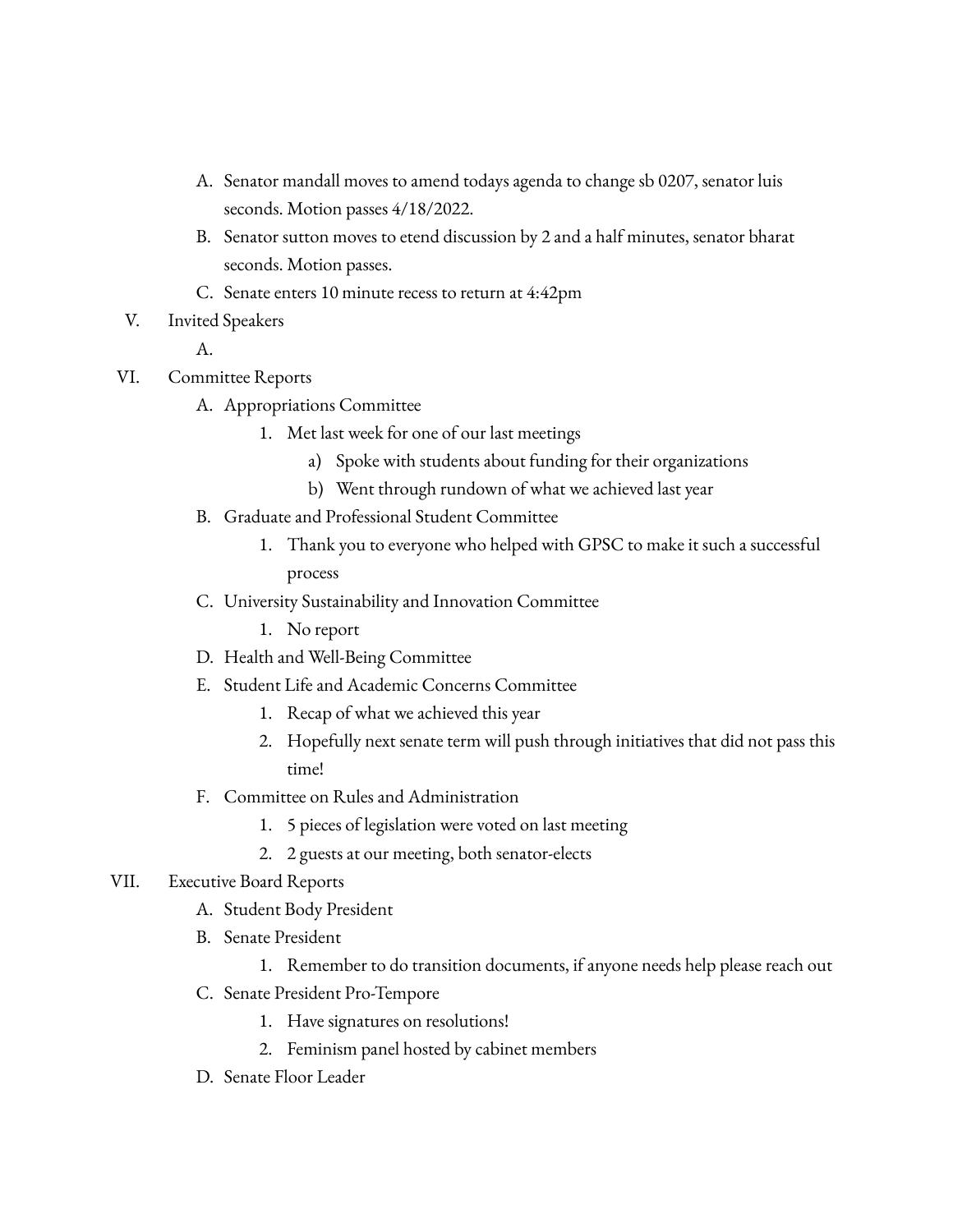A. Senator mandall moves to amend todays agenda to change sb 0207, senator luis seconds. Motion passes 4/18/2022.
B. Senator sutton moves to etend discussion by 2 and a half minutes, senator bharat seconds. Motion passes.
C. Senate enters 10 minute recess to return at 4:42pm

V. Invited Speakers
   A.

VI. Committee Reports
   A. Appropriations Committee
      1. Met last week for one of our last meetings
         a) Spoke with students about funding for their organizations
         b) Went through rundown of what we achieved last year
   B. Graduate and Professional Student Committee
      1. Thank you to everyone who helped with GPSC to make it such a successful process
   C. University Sustainability and Innovation Committee
      1. No report
   D. Health and Well-Being Committee
   E. Student Life and Academic Concerns Committee
      1. Recap of what we achieved this year
      2. Hopefully next senate term will push through initiatives that did not pass this time!
   F. Committee on Rules and Administration
      1. 5 pieces of legislation were voted on last meeting
      2. 2 guests at our meeting, both senator-elects

VII. Executive Board Reports
   A. Student Body President
   B. Senate President
      1. Remember to do transition documents, if anyone needs help please reach out
   C. Senate President Pro-Tempore
      1. Have signatures on resolutions!
      2. Feminism panel hosted by cabinet members
   D. Senate Floor Leader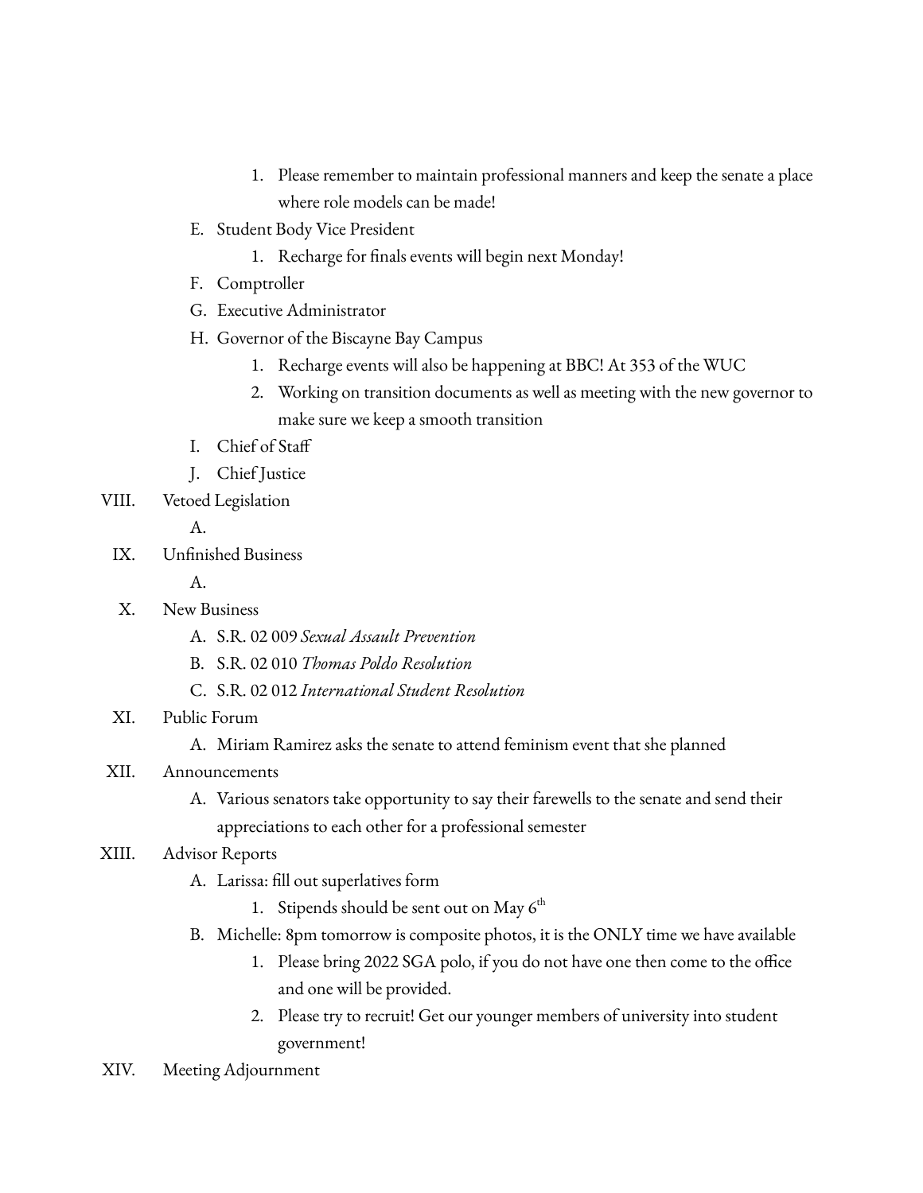1. Please remember to maintain professional manners and keep the senate a place where role models can be made!
    E. Student Body Vice President
        1. Recharge for finals events will begin next Monday!
    F. Comptroller
    G. Executive Administrator
    H. Governor of the Biscayne Bay Campus
        1. Recharge events will also be happening at BBC! At 353 of the WUC
        2. Working on transition documents as well as meeting with the new governor to make sure we keep a smooth transition
    I. Chief of Staff
    J. Chief Justice

VIII. Vetoed Legislation
    A.

IX. Unfinished Business
    A.

X. New Business
    A. S.R. 02 009 *Sexual Assault Prevention*
    B. S.R. 02 010 *Thomas Poldo Resolution*
    C. S.R. 02 012 *International Student Resolution*

XI. Public Forum
    A. Miriam Ramirez asks the senate to attend feminism event that she planned

XII. Announcements
    A. Various senators take opportunity to say their farewells to the senate and send their appreciations to each other for a professional semester

XIII. Advisor Reports
    A. Larissa: fill out superlatives form
        1. Stipends should be sent out on May 6th
    B. Michelle: 8pm tomorrow is composite photos, it is the ONLY time we have available
        1. Please bring 2022 SGA polo, if you do not have one then come to the office and one will be provided.
        2. Please try to recruit! Get our younger members of university into student government!

XIV. Meeting Adjournment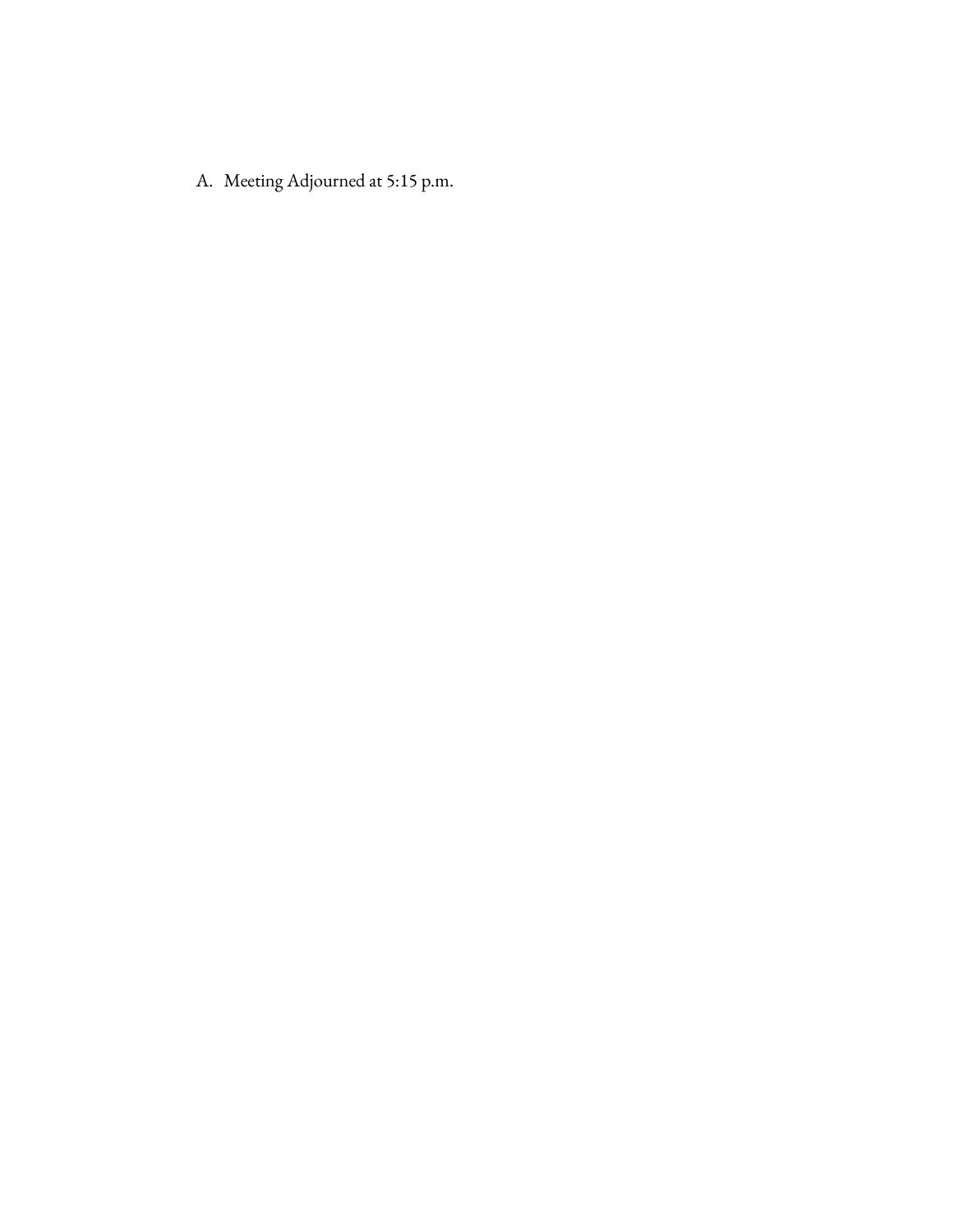A. Meeting Adjourned at 5:15 p.m.